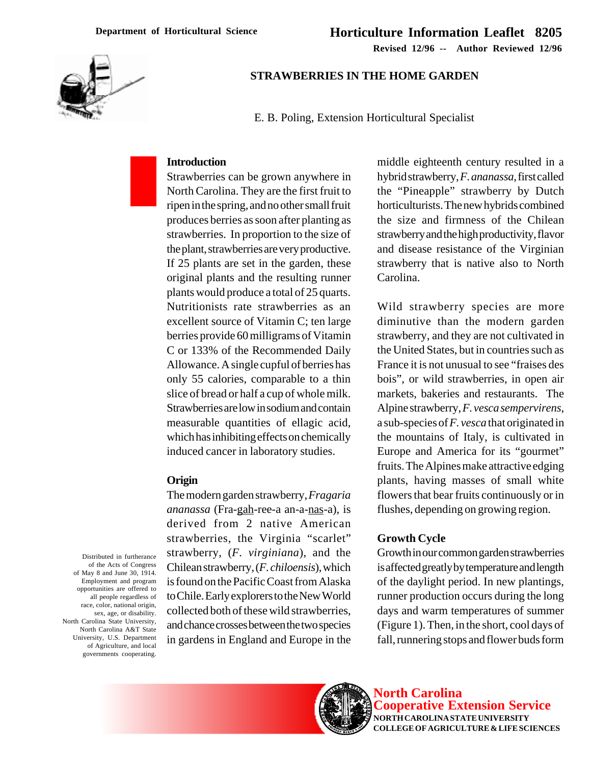Department of Horticultural Science

# Horticulture Information Leaflet 8205

**Revised 12/96 -- Author Reviewed 12/96**

## STRAWBERRIES IN THE HOME GARDEN

E. B. Poling, Extension Horticultural Specialist

### Introduction

Strawberries can be grown anywhere in North Carolina. They are the first fruit to ripen in the spring, and no other small fruit produces berries as soon after planting as strawberries. In proportion to the size of the plant, strawberries are very productive. If 25 plants are set in the garden, these original plants and the resulting runner plants would produce a total of 25 quarts. Nutritionists rate strawberries as an excellent source of Vitamin C; ten large berries provide 60 milligrams of Vitamin C or 133% of the Recommended Daily Allowance. A single cupful of berries has only 55 calories, comparable to a thin slice of bread or half a cup of whole milk. Strawberries are low in sodium and contain measurable quantities of ellagic acid, which has inhibiting effects on chemically induced cancer in laboratory studies.

### Origin

The modern garden strawberry, *Fragaria ananassa* (Fra-gah-ree-a an-a-nas-a), is derived from 2 native American strawberries, the Virginia "scarlet" strawberry, (*F. virginiana*), and the Chilean strawberry, (*F. chiloensis*), which is found on the Pacific Coast from Alaska to Chile. Early explorers to the New World collected both of these wild strawberries, and chance crosses between the two species in gardens in England and Europe in the middle eighteenth century resulted in a hybrid strawberry, *F. ananassa*, first called the "Pineapple" strawberry by Dutch horticulturists. The new hybrids combined the size and firmness of the Chilean strawberry and the high productivity, flavor and disease resistance of the Virginian strawberry that is native also to North Carolina.

Wild strawberry species are more diminutive than the modern garden strawberry, and they are not cultivated in the United States, but in countries such as France it is not unusual to see "fraises des bois", or wild strawberries, in open air markets, bakeries and restaurants. The Alpine strawberry, *F. vesca sempervirens*, a sub-species of *F. vesca* that originated in the mountains of Italy, is cultivated in Europe and America for its "gourmet" fruits. The Alpines make attractive edging plants, having masses of small white flowers that bear fruits continuously or in flushes, depending on growing region.

### Growth Cycle

Growth in our common garden strawberries is affected greatly by temperature and length of the daylight period. In new plantings, runner production occurs during the long days and warm temperatures of summer (Figure 1). Then, in the short, cool days of fall, runnering stops and flower buds form

Distributed in furtherance of the Acts of Congress of May 8 and June 30, 1914. Employment and program opportunities are offered to all people regardless of race, color, national origin, sex, age, or disability. North Carolina State University, North Carolina A&T State University, U.S. Department of Agriculture, and local governments cooperating.

**North Carolina Cooperative Extension Service**
NORTH CAROLINA STATE UNIVERSITY
COLLEGE OF AGRICULTURE & LIFE SCIENCES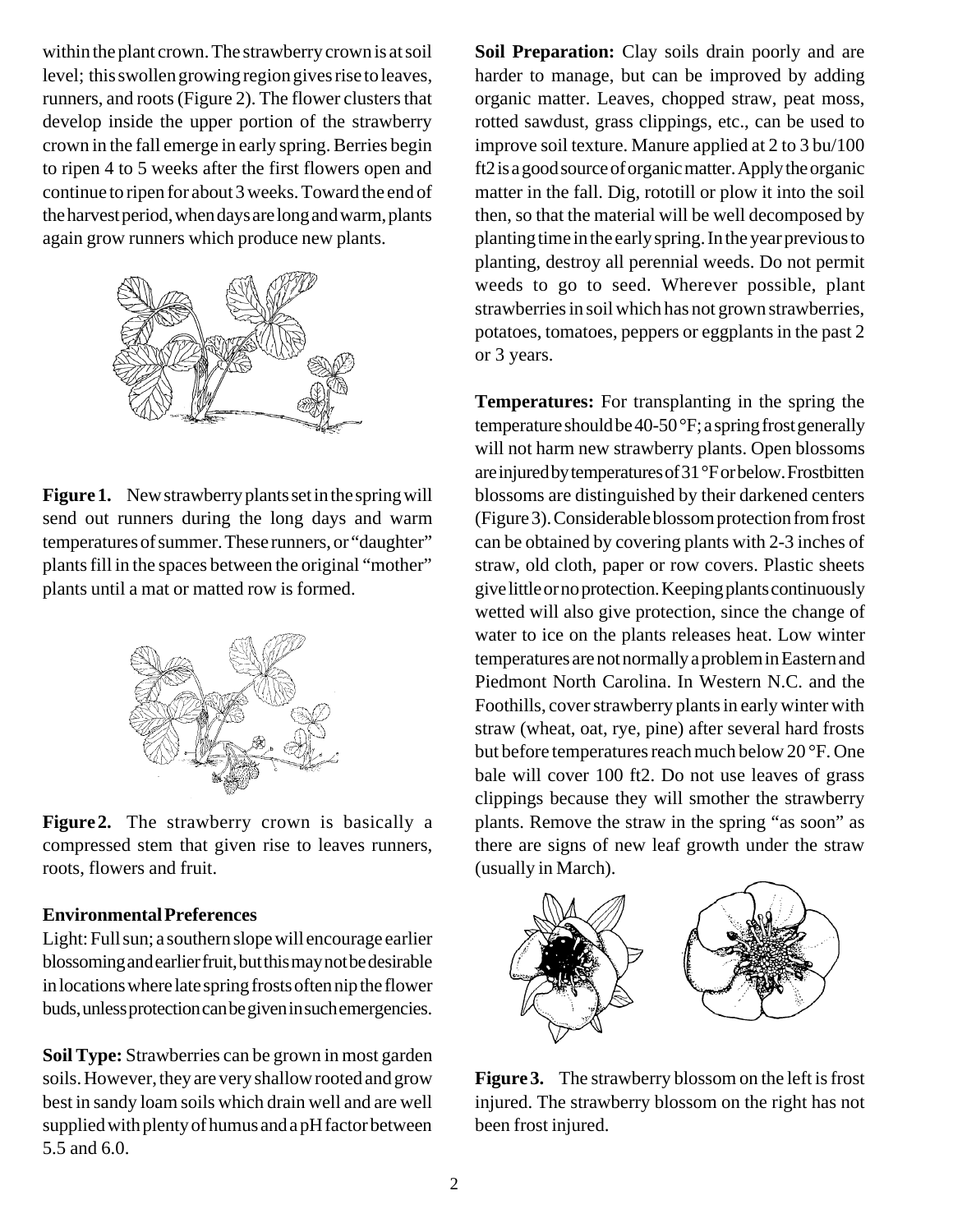within the plant crown. The strawberry crown is at soil level; this swollen growing region gives rise to leaves, runners, and roots (Figure 2). The flower clusters that develop inside the upper portion of the strawberry crown in the fall emerge in early spring. Berries begin to ripen 4 to 5 weeks after the first flowers open and continue to ripen for about 3 weeks. Toward the end of the harvest period, when days are long and warm, plants again grow runners which produce new plants.

**Figure 1.** New strawberry plants set in the spring will send out runners during the long days and warm temperatures of summer. These runners, or "daughter" plants fill in the spaces between the original "mother" plants until a mat or matted row is formed.

**Figure 2.** The strawberry crown is basically a compressed stem that given rise to leaves runners, roots, flowers and fruit.

#### Environmental Preferences

Light: Full sun; a southern slope will encourage earlier blossoming and earlier fruit, but this may not be desirable in locations where late spring frosts often nip the flower buds, unless protection can be given in such emergencies.

**Soil Type:** Strawberries can be grown in most garden soils. However, they are very shallow rooted and grow best in sandy loam soils which drain well and are well supplied with plenty of humus and a pH factor between 5.5 and 6.0.

**Soil Preparation:** Clay soils drain poorly and are harder to manage, but can be improved by adding organic matter. Leaves, chopped straw, peat moss, rotted sawdust, grass clippings, etc., can be used to improve soil texture. Manure applied at 2 to 3 bu/100 ft2 is a good source of organic matter. Apply the organic matter in the fall. Dig, rototill or plow it into the soil then, so that the material will be well decomposed by planting time in the early spring. In the year previous to planting, destroy all perennial weeds. Do not permit weeds to go to seed. Wherever possible, plant strawberries in soil which has not grown strawberries, potatoes, tomatoes, peppers or eggplants in the past 2 or 3 years.

**Temperatures:** For transplanting in the spring the temperature should be 40-50 °F; a spring frost generally will not harm new strawberry plants. Open blossoms are injured by temperatures of 31 °F or below. Frostbitten blossoms are distinguished by their darkened centers (Figure 3). Considerable blossom protection from frost can be obtained by covering plants with 2-3 inches of straw, old cloth, paper or row covers. Plastic sheets give little or no protection. Keeping plants continuously wetted will also give protection, since the change of water to ice on the plants releases heat. Low winter temperatures are not normally a problem in Eastern and Piedmont North Carolina. In Western N.C. and the Foothills, cover strawberry plants in early winter with straw (wheat, oat, rye, pine) after several hard frosts but before temperatures reach much below 20 °F. One bale will cover 100 ft2. Do not use leaves of grass clippings because they will smother the strawberry plants. Remove the straw in the spring "as soon" as there are signs of new leaf growth under the straw (usually in March).

**Figure 3.** The strawberry blossom on the left is frost injured. The strawberry blossom on the right has not been frost injured.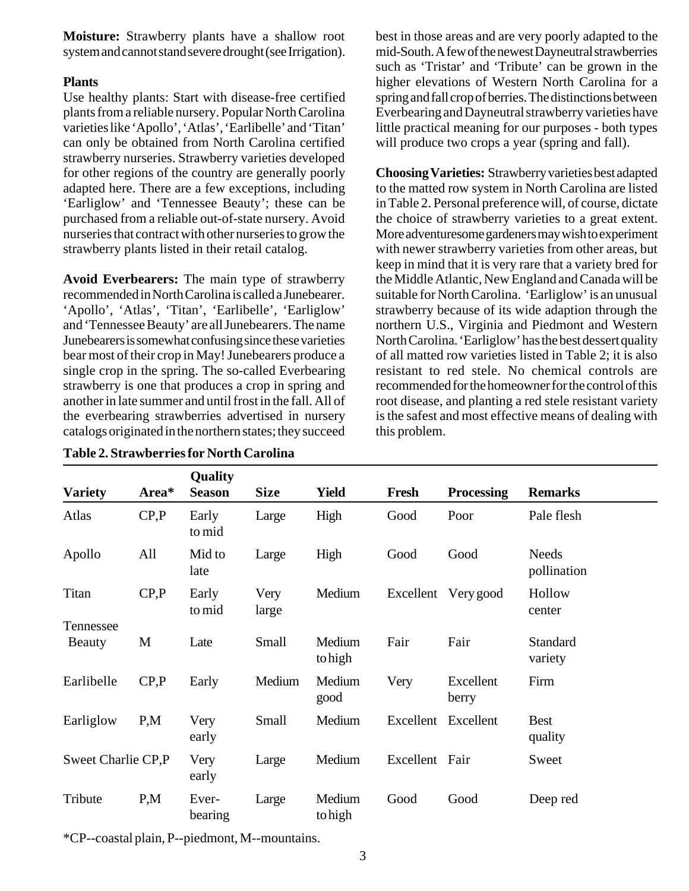**Moisture:** Strawberry plants have a shallow root system and cannot stand severe drought (see Irrigation).

**Plants**

Use healthy plants: Start with disease-free certified plants from a reliable nursery. Popular North Carolina varieties like 'Apollo', 'Atlas', 'Earlibelle' and 'Titan' can only be obtained from North Carolina certified strawberry nurseries. Strawberry varieties developed for other regions of the country are generally poorly adapted here. There are a few exceptions, including 'Earliglow' and 'Tennessee Beauty'; these can be purchased from a reliable out-of-state nursery. Avoid nurseries that contract with other nurseries to grow the strawberry plants listed in their retail catalog.

**Avoid Everbearers:** The main type of strawberry recommended in North Carolina is called a Junebearer. 'Apollo', 'Atlas', 'Titan', 'Earlibelle', 'Earliglow' and 'Tennessee Beauty' are all Junebearers. The name Junebearers is somewhat confusing since these varieties bear most of their crop in May! Junebearers produce a single crop in the spring. The so-called Everbearing strawberry is one that produces a crop in spring and another in late summer and until frost in the fall. All of the everbearing strawberries advertised in nursery catalogs originated in the northern states; they succeed best in those areas and are very poorly adapted to the mid-South. A few of the newest Dayneutral strawberries such as 'Tristar' and 'Tribute' can be grown in the higher elevations of Western North Carolina for a spring and fall crop of berries. The distinctions between Everbearing and Dayneutral strawberry varieties have little practical meaning for our purposes - both types will produce two crops a year (spring and fall).

**Choosing Varieties:** Strawberry varieties best adapted to the matted row system in North Carolina are listed in Table 2. Personal preference will, of course, dictate the choice of strawberry varieties to a great extent. More adventuresome gardeners may wish to experiment with newer strawberry varieties from other areas, but keep in mind that it is very rare that a variety bred for the Middle Atlantic, New England and Canada will be suitable for North Carolina. 'Earliglow' is an unusual strawberry because of its wide adaption through the northern U.S., Virginia and Piedmont and Western North Carolina. 'Earliglow' has the best dessert quality of all matted row varieties listed in Table 2; it is also resistant to red stele. No chemical controls are recommended for the homeowner for the control of this root disease, and planting a red stele resistant variety is the safest and most effective means of dealing with this problem.

**Table 2. Strawberries for North Carolina**

| Variety | Area* | Season | Size | Yield | Quality Fresh | Quality Processing | Remarks |
|---|---|---|---|---|---|---|---|
| Atlas | CP,P | Early to mid | Large | High | Good | Poor | Pale flesh |
| Apollo | All | Mid to late | Large | High | Good | Good | Needs pollination |
| Titan | CP,P | Early to mid | Very large | Medium | Excellent | Very good | Hollow center |
| Tennessee Beauty | M | Late | Small | Medium to high | Fair | Fair | Standard variety |
| Earlibelle | CP,P | Early | Medium | Medium good | Very | Excellent berry | Firm |
| Earliglow | P,M | Very early | Small | Medium | Excellent | Excellent | Best quality |
| Sweet Charlie | CP,P | Very early | Large | Medium | Excellent | Fair | Sweet |
| Tribute | P,M | Ever-bearing | Large | Medium to high | Good | Good | Deep red |

*CP--coastal plain, P--piedmont, M--mountains.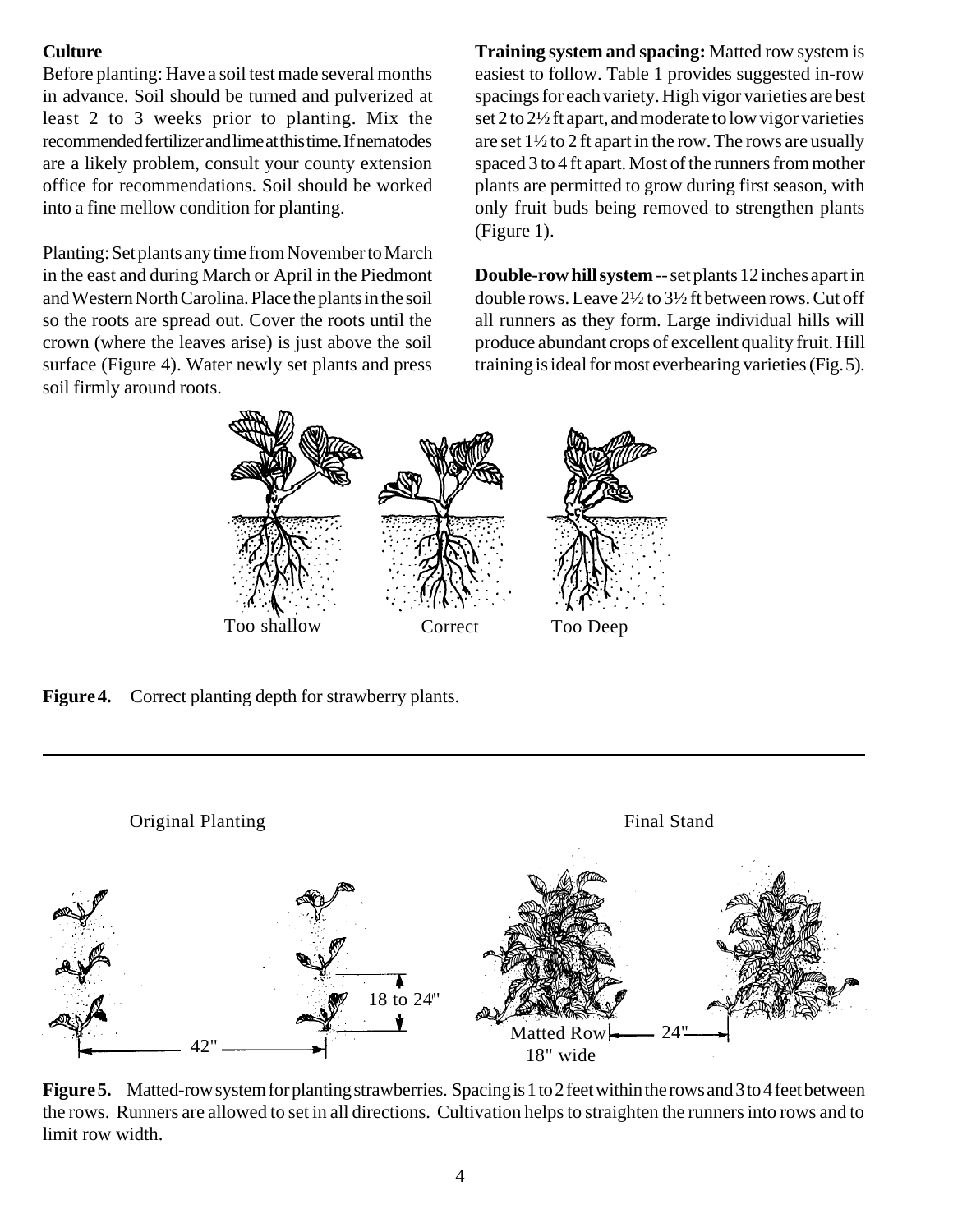**Culture**

Before planting: Have a soil test made several months in advance. Soil should be turned and pulverized at least 2 to 3 weeks prior to planting. Mix the recommended fertilizer and lime at this time. If nematodes are a likely problem, consult your county extension office for recommendations. Soil should be worked into a fine mellow condition for planting.

Planting: Set plants any time from November to March in the east and during March or April in the Piedmont and Western North Carolina. Place the plants in the soil so the roots are spread out. Cover the roots until the crown (where the leaves arise) is just above the soil surface (Figure 4). Water newly set plants and press soil firmly around roots.

**Training system and spacing:** Matted row system is easiest to follow. Table 1 provides suggested in-row spacings for each variety. High vigor varieties are best set 2 to 2½ ft apart, and moderate to low vigor varieties are set 1½ to 2 ft apart in the row. The rows are usually spaced 3 to 4 ft apart. Most of the runners from mother plants are permitted to grow during first season, with only fruit buds being removed to strengthen plants (Figure 1).

**Double-row hill system** -- set plants 12 inches apart in double rows. Leave 2½ to 3½ ft between rows. Cut off all runners as they form. Large individual hills will produce abundant crops of excellent quality fruit. Hill training is ideal for most everbearing varieties (Fig. 5).

Too shallow    Correct    Too Deep

**Figure 4.** Correct planting depth for strawberry plants.

Original Planting    Final Stand

18 to 24"    42"    Matted Row 18" wide    24"

**Figure 5.** Matted-row system for planting strawberries. Spacing is 1 to 2 feet within the rows and 3 to 4 feet between the rows. Runners are allowed to set in all directions. Cultivation helps to straighten the runners into rows and to limit row width.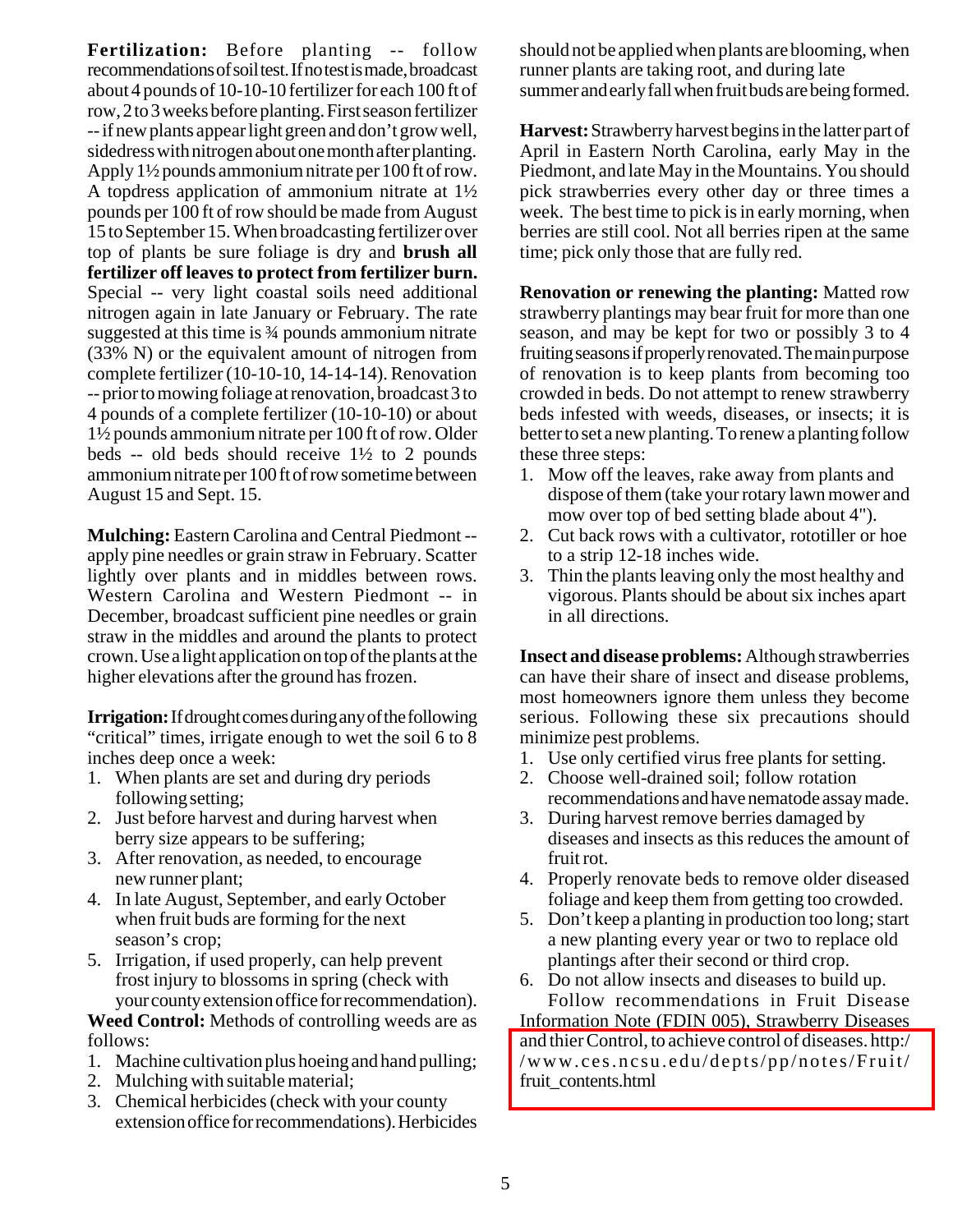**Fertilization:** Before planting -- follow recommendations of soil test. If no test is made, broadcast about 4 pounds of 10-10-10 fertilizer for each 100 ft of row, 2 to 3 weeks before planting. First season fertilizer -- if new plants appear light green and don't grow well, sidedress with nitrogen about one month after planting. Apply 1½ pounds ammonium nitrate per 100 ft of row. A topdress application of ammonium nitrate at 1½ pounds per 100 ft of row should be made from August 15 to September 15. When broadcasting fertilizer over top of plants be sure foliage is dry and **brush all fertilizer off leaves to protect from fertilizer burn.** Special -- very light coastal soils need additional nitrogen again in late January or February. The rate suggested at this time is ¾ pounds ammonium nitrate (33% N) or the equivalent amount of nitrogen from complete fertilizer (10-10-10, 14-14-14). Renovation -- prior to mowing foliage at renovation, broadcast 3 to 4 pounds of a complete fertilizer (10-10-10) or about 1½ pounds ammonium nitrate per 100 ft of row. Older beds -- old beds should receive 1½ to 2 pounds ammonium nitrate per 100 ft of row sometime between August 15 and Sept. 15.

**Mulching:** Eastern Carolina and Central Piedmont -- apply pine needles or grain straw in February. Scatter lightly over plants and in middles between rows. Western Carolina and Western Piedmont -- in December, broadcast sufficient pine needles or grain straw in the middles and around the plants to protect crown. Use a light application on top of the plants at the higher elevations after the ground has frozen.

**Irrigation:** If drought comes during any of the following "critical" times, irrigate enough to wet the soil 6 to 8 inches deep once a week:

1. When plants are set and during dry periods following setting;
2. Just before harvest and during harvest when berry size appears to be suffering;
3. After renovation, as needed, to encourage new runner plant;
4. In late August, September, and early October when fruit buds are forming for the next season's crop;
5. Irrigation, if used properly, can help prevent frost injury to blossoms in spring (check with your county extension office for recommendation).

**Weed Control:** Methods of controlling weeds are as follows:

1. Machine cultivation plus hoeing and hand pulling;
2. Mulching with suitable material;
3. Chemical herbicides (check with your county extension office for recommendations). Herbicides should not be applied when plants are blooming, when runner plants are taking root, and during late summer and early fall when fruit buds are being formed.

**Harvest:** Strawberry harvest begins in the latter part of April in Eastern North Carolina, early May in the Piedmont, and late May in the Mountains. You should pick strawberries every other day or three times a week. The best time to pick is in early morning, when berries are still cool. Not all berries ripen at the same time; pick only those that are fully red.

**Renovation or renewing the planting:** Matted row strawberry plantings may bear fruit for more than one season, and may be kept for two or possibly 3 to 4 fruiting seasons if properly renovated. The main purpose of renovation is to keep plants from becoming too crowded in beds. Do not attempt to renew strawberry beds infested with weeds, diseases, or insects; it is better to set a new planting. To renew a planting follow these three steps:

1. Mow off the leaves, rake away from plants and dispose of them (take your rotary lawn mower and mow over top of bed setting blade about 4").
2. Cut back rows with a cultivator, rototiller or hoe to a strip 12-18 inches wide.
3. Thin the plants leaving only the most healthy and vigorous. Plants should be about six inches apart in all directions.

**Insect and disease problems:** Although strawberries can have their share of insect and disease problems, most homeowners ignore them unless they become serious. Following these six precautions should minimize pest problems.

1. Use only certified virus free plants for setting.
2. Choose well-drained soil; follow rotation recommendations and have nematode assay made.
3. During harvest remove berries damaged by diseases and insects as this reduces the amount of fruit rot.
4. Properly renovate beds to remove older diseased foliage and keep them from getting too crowded.
5. Don't keep a planting in production too long; start a new planting every year or two to replace old plantings after their second or third crop.
6. Do not allow insects and diseases to build up. Follow recommendations in Fruit Disease Information Note (FDIN 005), Strawberry Diseases and thier Control, to achieve control of diseases. http://www.ces.ncsu.edu/depts/pp/notes/Fruit/fruit_contents.html